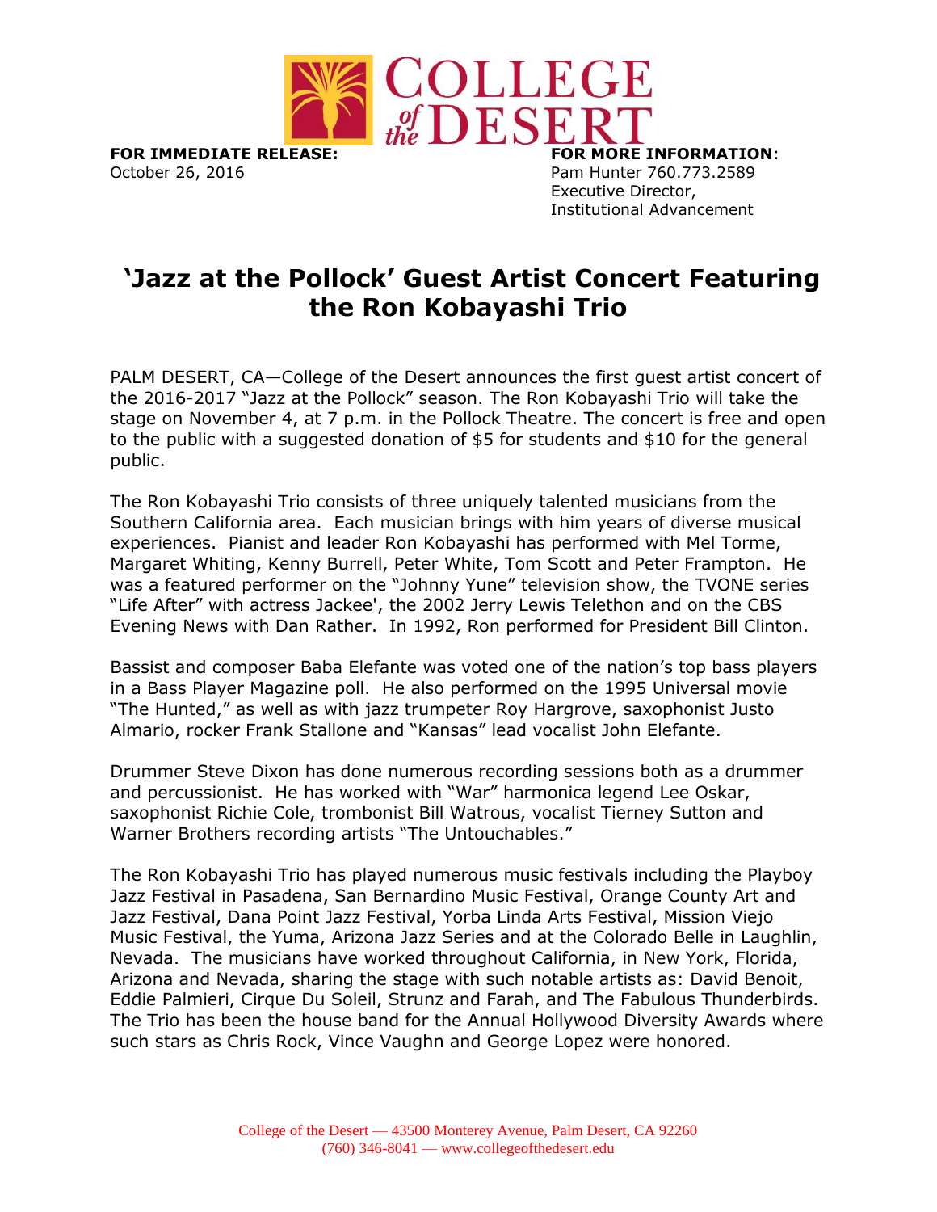COLLEGE of the DESERT

**FOR IMMEDIATE RELEASE:**
October 26, 2016

**FOR MORE INFORMATION**:
Pam Hunter 760.773.2589
Executive Director,
Institutional Advancement

# 'Jazz at the Pollock' Guest Artist Concert Featuring the Ron Kobayashi Trio

PALM DESERT, CA—College of the Desert announces the first guest artist concert of the 2016-2017 "Jazz at the Pollock" season. The Ron Kobayashi Trio will take the stage on November 4, at 7 p.m. in the Pollock Theatre. The concert is free and open to the public with a suggested donation of $5 for students and $10 for the general public.

The Ron Kobayashi Trio consists of three uniquely talented musicians from the Southern California area. Each musician brings with him years of diverse musical experiences. Pianist and leader Ron Kobayashi has performed with Mel Torme, Margaret Whiting, Kenny Burrell, Peter White, Tom Scott and Peter Frampton. He was a featured performer on the "Johnny Yune" television show, the TVONE series "Life After" with actress Jackee', the 2002 Jerry Lewis Telethon and on the CBS Evening News with Dan Rather. In 1992, Ron performed for President Bill Clinton.

Bassist and composer Baba Elefante was voted one of the nation's top bass players in a Bass Player Magazine poll. He also performed on the 1995 Universal movie "The Hunted," as well as with jazz trumpeter Roy Hargrove, saxophonist Justo Almario, rocker Frank Stallone and "Kansas" lead vocalist John Elefante.

Drummer Steve Dixon has done numerous recording sessions both as a drummer and percussionist. He has worked with "War" harmonica legend Lee Oskar, saxophonist Richie Cole, trombonist Bill Watrous, vocalist Tierney Sutton and Warner Brothers recording artists "The Untouchables."

The Ron Kobayashi Trio has played numerous music festivals including the Playboy Jazz Festival in Pasadena, San Bernardino Music Festival, Orange County Art and Jazz Festival, Dana Point Jazz Festival, Yorba Linda Arts Festival, Mission Viejo Music Festival, the Yuma, Arizona Jazz Series and at the Colorado Belle in Laughlin, Nevada. The musicians have worked throughout California, in New York, Florida, Arizona and Nevada, sharing the stage with such notable artists as: David Benoit, Eddie Palmieri, Cirque Du Soleil, Strunz and Farah, and The Fabulous Thunderbirds. The Trio has been the house band for the Annual Hollywood Diversity Awards where such stars as Chris Rock, Vince Vaughn and George Lopez were honored.

College of the Desert — 43500 Monterey Avenue, Palm Desert, CA 92260
(760) 346-8041 — www.collegeofthedesert.edu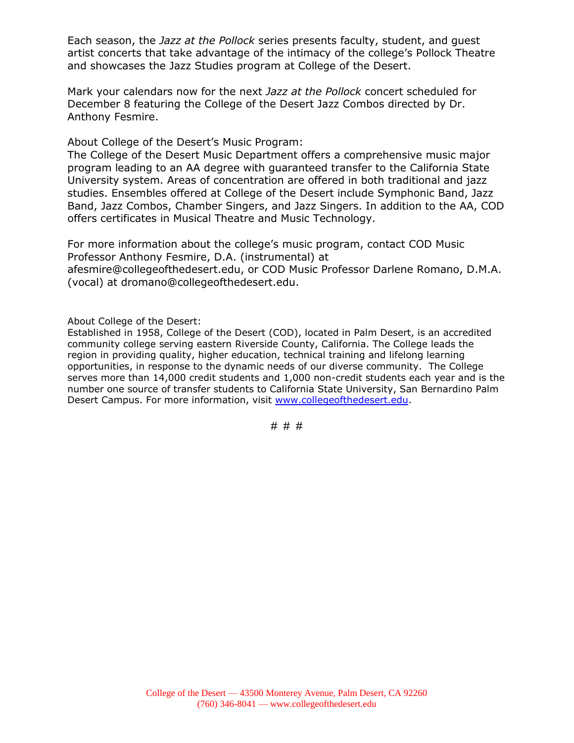Each season, the *Jazz at the Pollock* series presents faculty, student, and guest artist concerts that take advantage of the intimacy of the college's Pollock Theatre and showcases the Jazz Studies program at College of the Desert.

Mark your calendars now for the next *Jazz at the Pollock* concert scheduled for December 8 featuring the College of the Desert Jazz Combos directed by Dr. Anthony Fesmire.

About College of the Desert's Music Program:
The College of the Desert Music Department offers a comprehensive music major program leading to an AA degree with guaranteed transfer to the California State University system. Areas of concentration are offered in both traditional and jazz studies. Ensembles offered at College of the Desert include Symphonic Band, Jazz Band, Jazz Combos, Chamber Singers, and Jazz Singers. In addition to the AA, COD offers certificates in Musical Theatre and Music Technology.

For more information about the college's music program, contact COD Music Professor Anthony Fesmire, D.A. (instrumental) at afesmire@collegeofthedesert.edu, or COD Music Professor Darlene Romano, D.M.A. (vocal) at dromano@collegeofthedesert.edu.

About College of the Desert:
Established in 1958, College of the Desert (COD), located in Palm Desert, is an accredited community college serving eastern Riverside County, California. The College leads the region in providing quality, higher education, technical training and lifelong learning opportunities, in response to the dynamic needs of our diverse community. The College serves more than 14,000 credit students and 1,000 non-credit students each year and is the number one source of transfer students to California State University, San Bernardino Palm Desert Campus. For more information, visit www.collegeofthedesert.edu.

# # #

College of the Desert — 43500 Monterey Avenue, Palm Desert, CA 92260
(760) 346-8041 — www.collegeofthedesert.edu